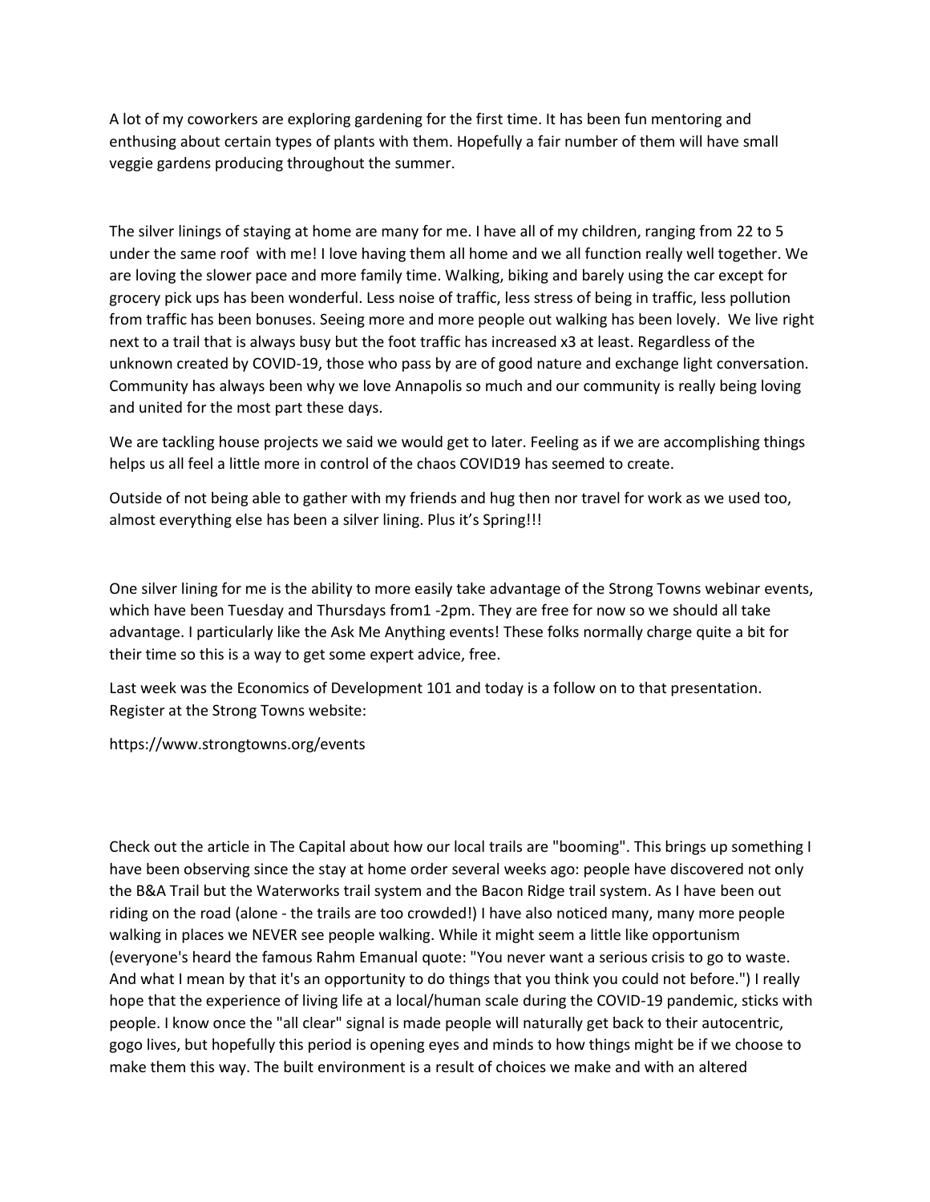A lot of my coworkers are exploring gardening for the first time. It has been fun mentoring and enthusing about certain types of plants with them. Hopefully a fair number of them will have small veggie gardens producing throughout the summer.

The silver linings of staying at home are many for me. I have all of my children, ranging from 22 to 5 under the same roof with me! I love having them all home and we all function really well together. We are loving the slower pace and more family time. Walking, biking and barely using the car except for grocery pick ups has been wonderful. Less noise of traffic, less stress of being in traffic, less pollution from traffic has been bonuses. Seeing more and more people out walking has been lovely. We live right next to a trail that is always busy but the foot traffic has increased x3 at least. Regardless of the unknown created by COVID-19, those who pass by are of good nature and exchange light conversation. Community has always been why we love Annapolis so much and our community is really being loving and united for the most part these days.

We are tackling house projects we said we would get to later. Feeling as if we are accomplishing things helps us all feel a little more in control of the chaos COVID19 has seemed to create.

Outside of not being able to gather with my friends and hug then nor travel for work as we used too, almost everything else has been a silver lining. Plus it's Spring!!!

One silver lining for me is the ability to more easily take advantage of the Strong Towns webinar events, which have been Tuesday and Thursdays from1 -2pm. They are free for now so we should all take advantage. I particularly like the Ask Me Anything events! These folks normally charge quite a bit for their time so this is a way to get some expert advice, free.

Last week was the Economics of Development 101 and today is a follow on to that presentation. Register at the Strong Towns website:

https://www.strongtowns.org/events

Check out the article in The Capital about how our local trails are "booming". This brings up something I have been observing since the stay at home order several weeks ago: people have discovered not only the B&A Trail but the Waterworks trail system and the Bacon Ridge trail system. As I have been out riding on the road (alone - the trails are too crowded!) I have also noticed many, many more people walking in places we NEVER see people walking. While it might seem a little like opportunism (everyone's heard the famous Rahm Emanual quote: "You never want a serious crisis to go to waste. And what I mean by that it's an opportunity to do things that you think you could not before.") I really hope that the experience of living life at a local/human scale during the COVID-19 pandemic, sticks with people. I know once the "all clear" signal is made people will naturally get back to their autocentric, gogo lives, but hopefully this period is opening eyes and minds to how things might be if we choose to make them this way. The built environment is a result of choices we make and with an altered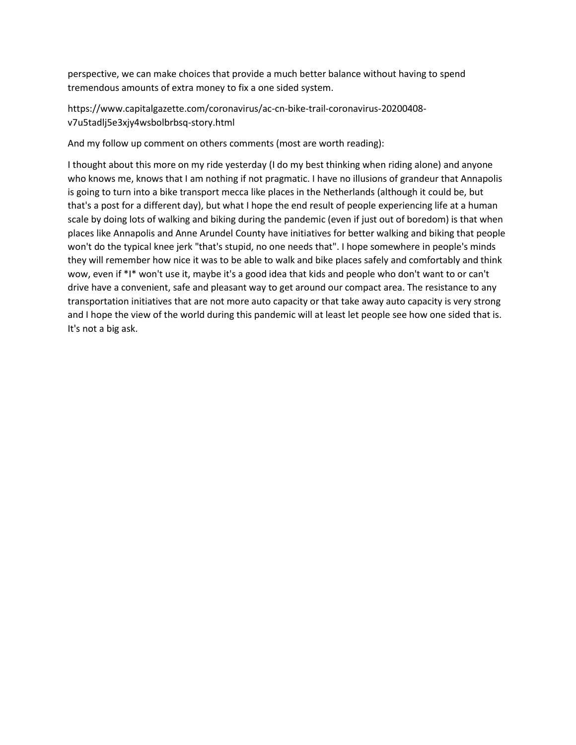perspective, we can make choices that provide a much better balance without having to spend tremendous amounts of extra money to fix a one sided system.

https://www.capitalgazette.com/coronavirus/ac-cn-bike-trail-coronavirus-20200408-v7u5tadlj5e3xjy4wsbolbrbsq-story.html

And my follow up comment on others comments (most are worth reading):

I thought about this more on my ride yesterday (I do my best thinking when riding alone) and anyone who knows me, knows that I am nothing if not pragmatic. I have no illusions of grandeur that Annapolis is going to turn into a bike transport mecca like places in the Netherlands (although it could be, but that's a post for a different day), but what I hope the end result of people experiencing life at a human scale by doing lots of walking and biking during the pandemic (even if just out of boredom) is that when places like Annapolis and Anne Arundel County have initiatives for better walking and biking that people won't do the typical knee jerk "that's stupid, no one needs that". I hope somewhere in people's minds they will remember how nice it was to be able to walk and bike places safely and comfortably and think wow, even if *I* won't use it, maybe it's a good idea that kids and people who don't want to or can't drive have a convenient, safe and pleasant way to get around our compact area. The resistance to any transportation initiatives that are not more auto capacity or that take away auto capacity is very strong and I hope the view of the world during this pandemic will at least let people see how one sided that is. It's not a big ask.